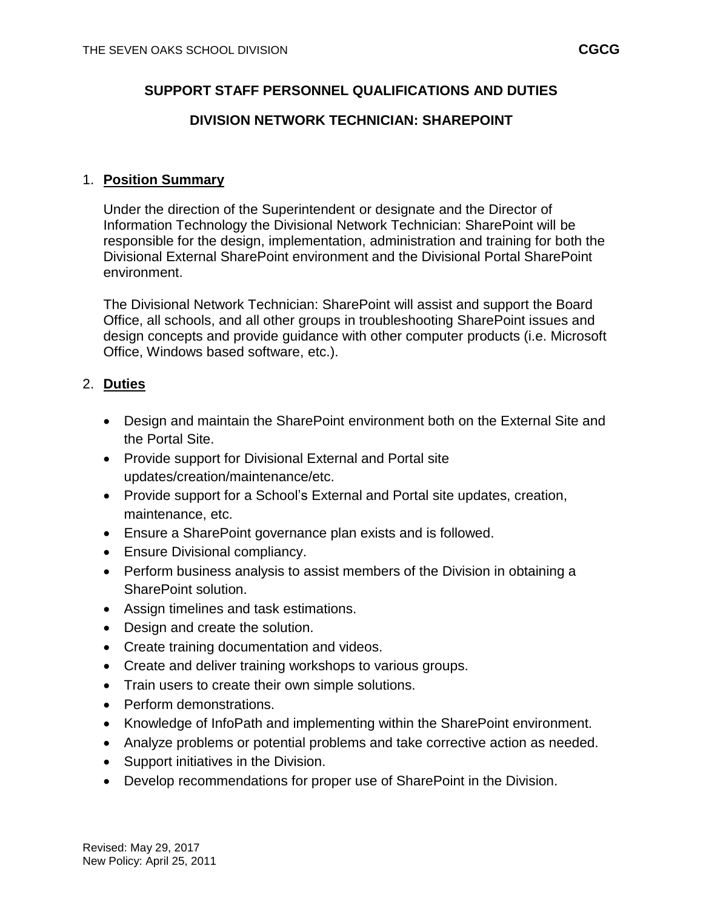## SUPPORT STAFF PERSONNEL QUALIFICATIONS AND DUTIES

## DIVISION NETWORK TECHNICIAN: SHAREPOINT

1. **Position Summary**

   Under the direction of the Superintendent or designate and the Director of Information Technology the Divisional Network Technician: SharePoint will be responsible for the design, implementation, administration and training for both the Divisional External SharePoint environment and the Divisional Portal SharePoint environment.

   The Divisional Network Technician: SharePoint will assist and support the Board Office, all schools, and all other groups in troubleshooting SharePoint issues and design concepts and provide guidance with other computer products (i.e. Microsoft Office, Windows based software, etc.).

2. **Duties**

   - Design and maintain the SharePoint environment both on the External Site and the Portal Site.
   - Provide support for Divisional External and Portal site updates/creation/maintenance/etc.
   - Provide support for a School's External and Portal site updates, creation, maintenance, etc.
   - Ensure a SharePoint governance plan exists and is followed.
   - Ensure Divisional compliancy.
   - Perform business analysis to assist members of the Division in obtaining a SharePoint solution.
   - Assign timelines and task estimations.
   - Design and create the solution.
   - Create training documentation and videos.
   - Create and deliver training workshops to various groups.
   - Train users to create their own simple solutions.
   - Perform demonstrations.
   - Knowledge of InfoPath and implementing within the SharePoint environment.
   - Analyze problems or potential problems and take corrective action as needed.
   - Support initiatives in the Division.
   - Develop recommendations for proper use of SharePoint in the Division.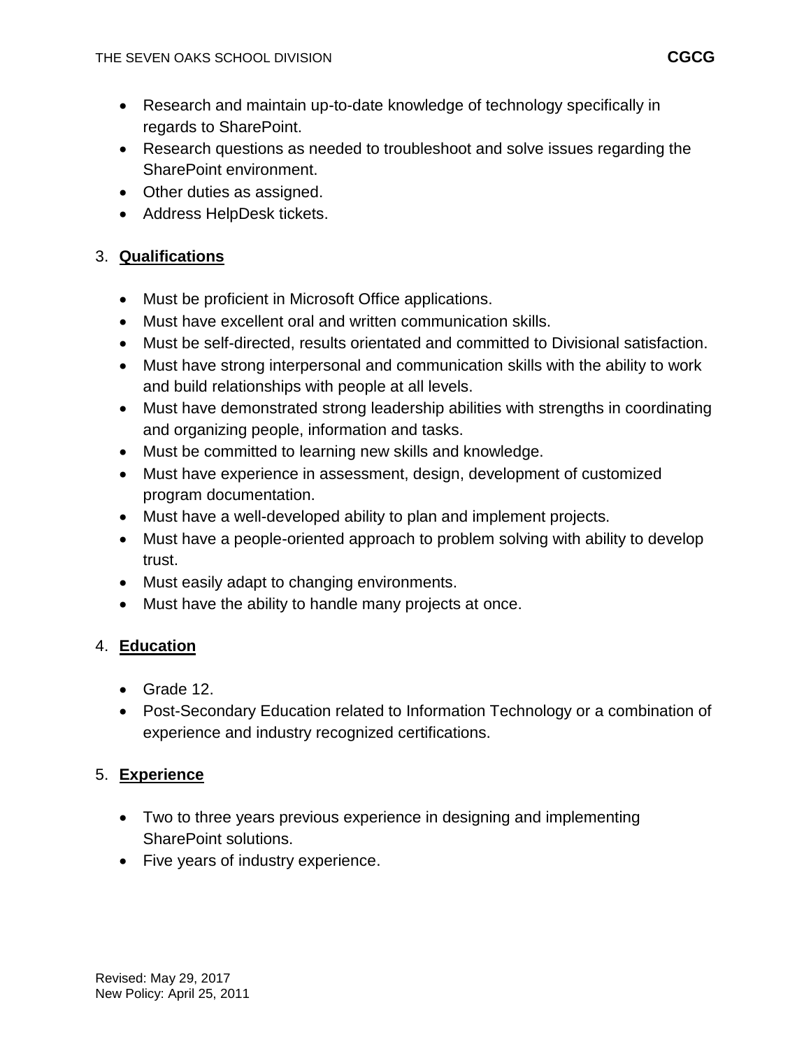- Research and maintain up-to-date knowledge of technology specifically in regards to SharePoint.
- Research questions as needed to troubleshoot and solve issues regarding the SharePoint environment.
- Other duties as assigned.
- Address HelpDesk tickets.

3. **Qualifications**

- Must be proficient in Microsoft Office applications.
- Must have excellent oral and written communication skills.
- Must be self-directed, results orientated and committed to Divisional satisfaction.
- Must have strong interpersonal and communication skills with the ability to work and build relationships with people at all levels.
- Must have demonstrated strong leadership abilities with strengths in coordinating and organizing people, information and tasks.
- Must be committed to learning new skills and knowledge.
- Must have experience in assessment, design, development of customized program documentation.
- Must have a well-developed ability to plan and implement projects.
- Must have a people-oriented approach to problem solving with ability to develop trust.
- Must easily adapt to changing environments.
- Must have the ability to handle many projects at once.

4. **Education**

- Grade 12.
- Post-Secondary Education related to Information Technology or a combination of experience and industry recognized certifications.

5. **Experience**

- Two to three years previous experience in designing and implementing SharePoint solutions.
- Five years of industry experience.

Revised: May 29, 2017
New Policy: April 25, 2011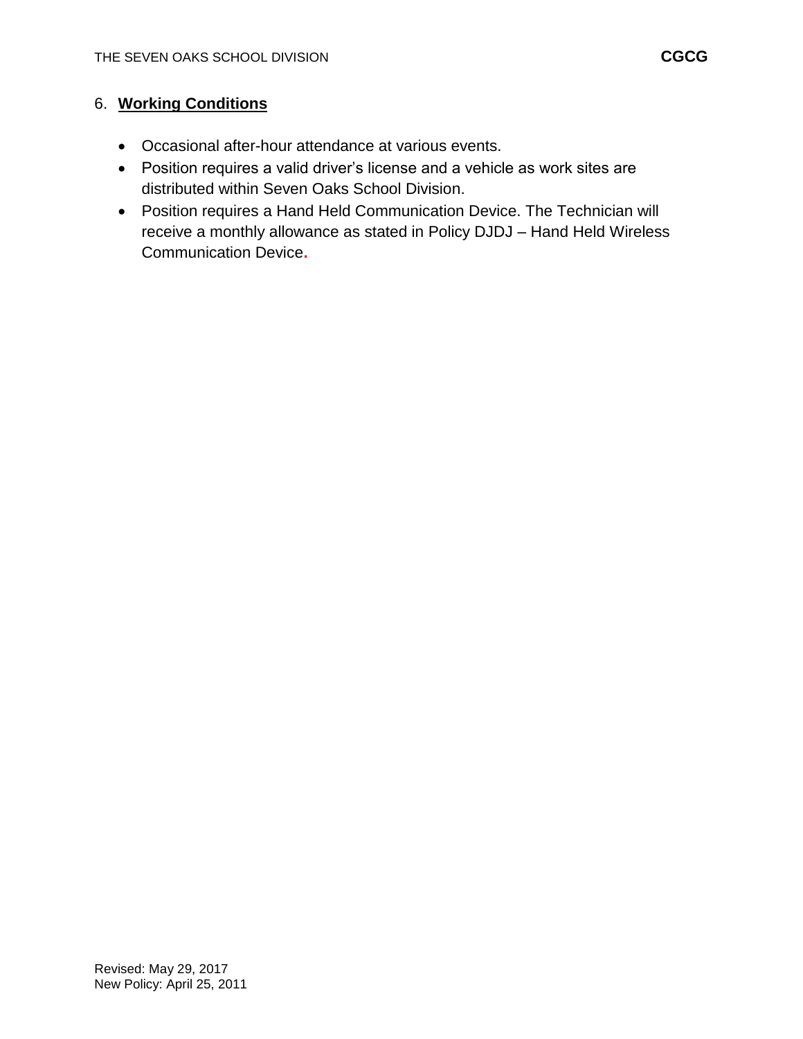6. **Working Conditions**

- Occasional after-hour attendance at various events.
- Position requires a valid driver's license and a vehicle as work sites are distributed within Seven Oaks School Division.
- Position requires a Hand Held Communication Device. The Technician will receive a monthly allowance as stated in Policy DJDJ – Hand Held Wireless Communication Device.

Revised: May 29, 2017
New Policy: April 25, 2011